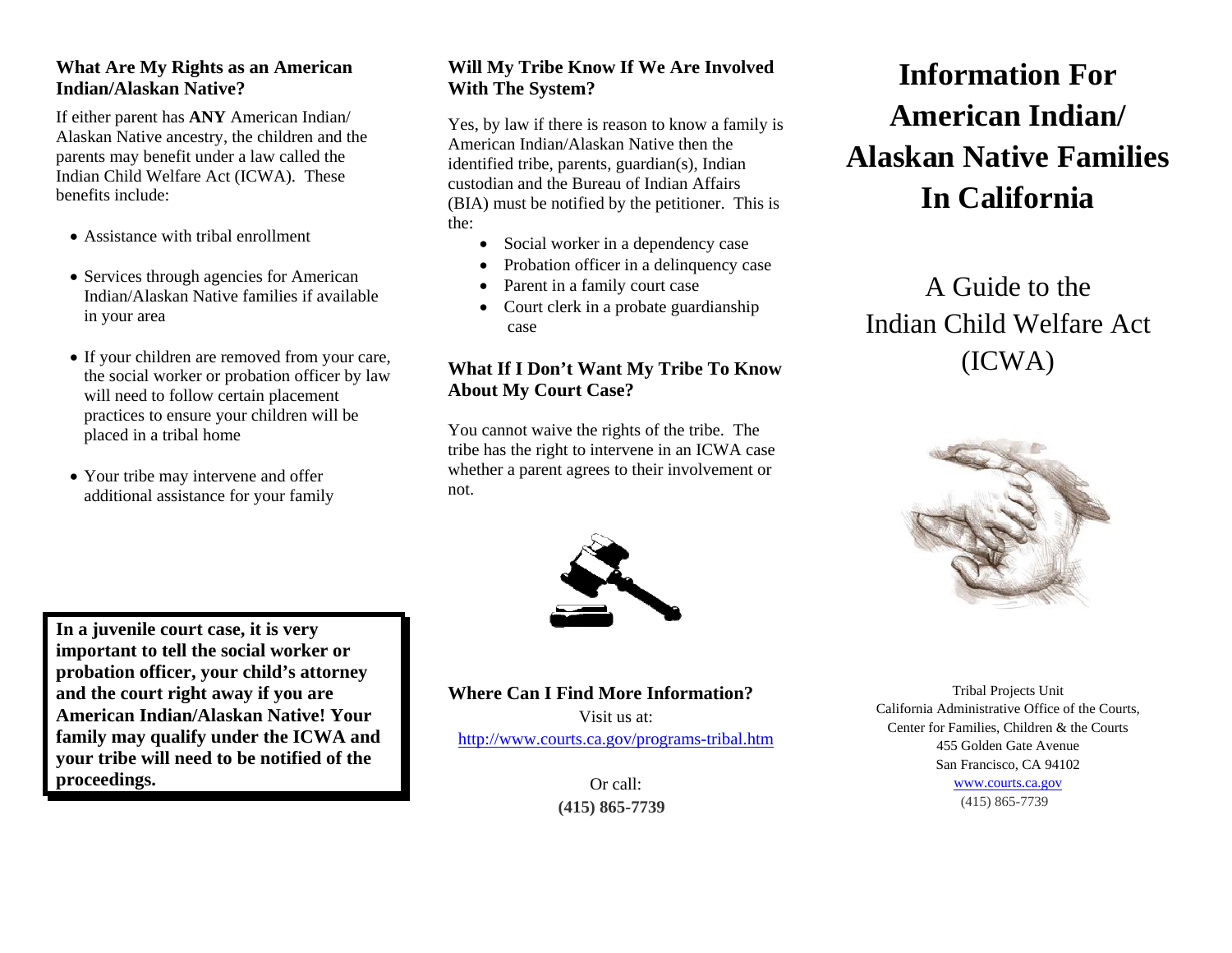# Information For American Indian/ Alaskan Native Families In California

## A Guide to the Indian Child Welfare Act (ICWA)

Tribal Projects Unit
California Administrative Office of the Courts,
Center for Families, Children & the Courts
455 Golden Gate Avenue
San Francisco, CA 94102
www.courts.ca.gov
(415) 865-7739

### What Are My Rights as an American Indian/Alaskan Native?

If either parent has **ANY** American Indian/ Alaskan Native ancestry, the children and the parents may benefit under a law called the Indian Child Welfare Act (ICWA). These benefits include:

- Assistance with tribal enrollment
- Services through agencies for American Indian/Alaskan Native families if available in your area
- If your children are removed from your care, the social worker or probation officer by law will need to follow certain placement practices to ensure your children will be placed in a tribal home
- Your tribe may intervene and offer additional assistance for your family

**In a juvenile court case, it is very important to tell the social worker or probation officer, your child's attorney and the court right away if you are American Indian/Alaskan Native! Your family may qualify under the ICWA and your tribe will need to be notified of the proceedings.**

### Will My Tribe Know If We Are Involved With The System?

Yes, by law if there is reason to know a family is American Indian/Alaskan Native then the identified tribe, parents, guardian(s), Indian custodian and the Bureau of Indian Affairs (BIA) must be notified by the petitioner. This is the:

- Social worker in a dependency case
- Probation officer in a delinquency case
- Parent in a family court case
- Court clerk in a probate guardianship case

### What If I Don't Want My Tribe To Know About My Court Case?

You cannot waive the rights of the tribe. The tribe has the right to intervene in an ICWA case whether a parent agrees to their involvement or not.

### Where Can I Find More Information?

Visit us at:
http://www.courts.ca.gov/programs-tribal.htm

Or call:
**(415) 865-7739**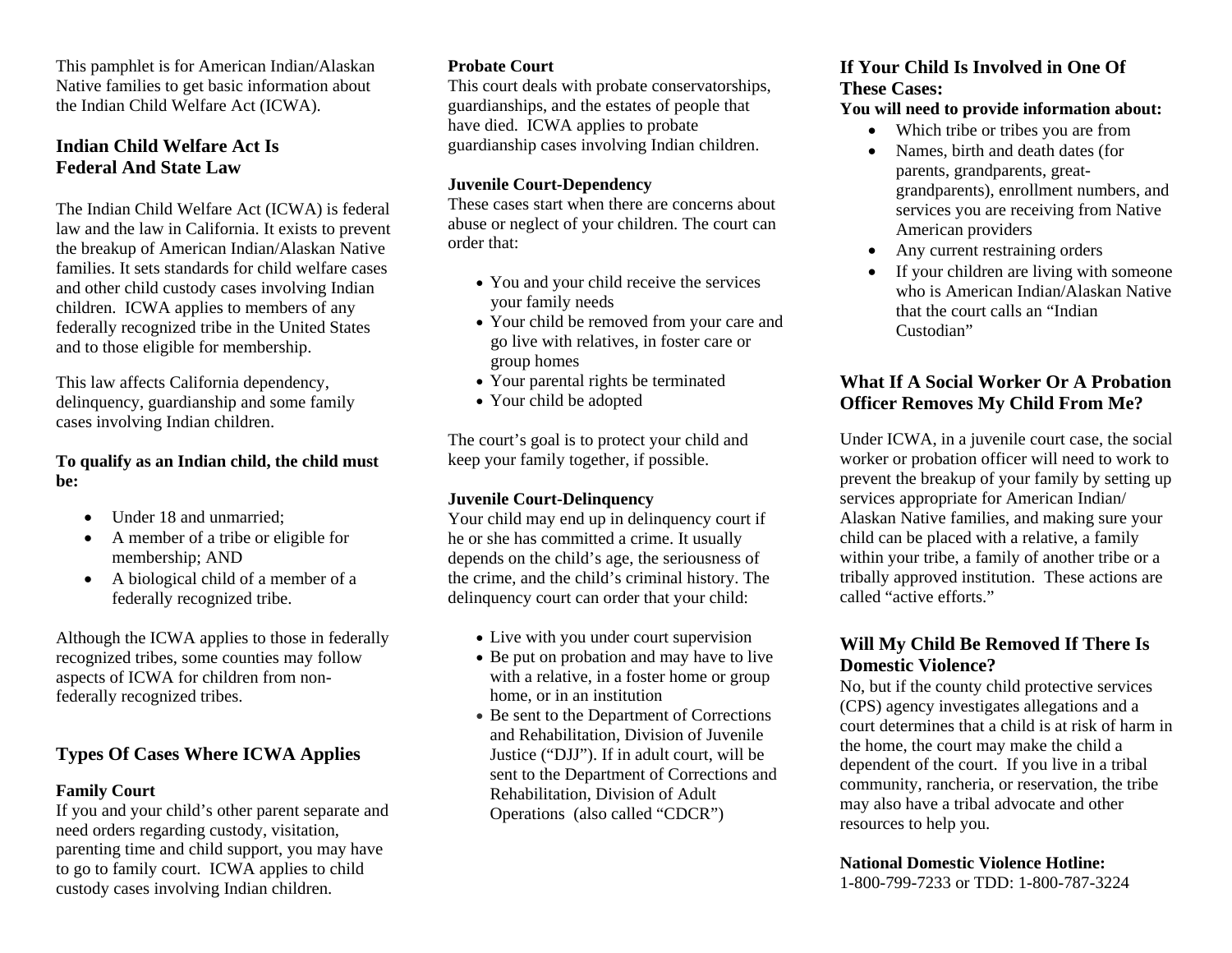This pamphlet is for American Indian/Alaskan Native families to get basic information about the Indian Child Welfare Act (ICWA).

## Indian Child Welfare Act Is Federal And State Law

The Indian Child Welfare Act (ICWA) is federal law and the law in California. It exists to prevent the breakup of American Indian/Alaskan Native families. It sets standards for child welfare cases and other child custody cases involving Indian children. ICWA applies to members of any federally recognized tribe in the United States and to those eligible for membership.

This law affects California dependency, delinquency, guardianship and some family cases involving Indian children.

**To qualify as an Indian child, the child must be:**

- Under 18 and unmarried;
- A member of a tribe or eligible for membership; AND
- A biological child of a member of a federally recognized tribe.

Although the ICWA applies to those in federally recognized tribes, some counties may follow aspects of ICWA for children from non-federally recognized tribes.

## Types Of Cases Where ICWA Applies

**Family Court**

If you and your child's other parent separate and need orders regarding custody, visitation, parenting time and child support, you may have to go to family court. ICWA applies to child custody cases involving Indian children.

**Probate Court**

This court deals with probate conservatorships, guardianships, and the estates of people that have died. ICWA applies to probate guardianship cases involving Indian children.

**Juvenile Court-Dependency**

These cases start when there are concerns about abuse or neglect of your children. The court can order that:

- You and your child receive the services your family needs
- Your child be removed from your care and go live with relatives, in foster care or group homes
- Your parental rights be terminated
- Your child be adopted

The court's goal is to protect your child and keep your family together, if possible.

**Juvenile Court-Delinquency**

Your child may end up in delinquency court if he or she has committed a crime. It usually depends on the child's age, the seriousness of the crime, and the child's criminal history. The delinquency court can order that your child:

- Live with you under court supervision
- Be put on probation and may have to live with a relative, in a foster home or group home, or in an institution
- Be sent to the Department of Corrections and Rehabilitation, Division of Juvenile Justice ("DJJ"). If in adult court, will be sent to the Department of Corrections and Rehabilitation, Division of Adult Operations (also called "CDCR")

## If Your Child Is Involved in One Of These Cases:

**You will need to provide information about:**

- Which tribe or tribes you are from
- Names, birth and death dates (for parents, grandparents, great-grandparents), enrollment numbers, and services you are receiving from Native American providers
- Any current restraining orders
- If your children are living with someone who is American Indian/Alaskan Native that the court calls an "Indian Custodian"

## What If A Social Worker Or A Probation Officer Removes My Child From Me?

Under ICWA, in a juvenile court case, the social worker or probation officer will need to work to prevent the breakup of your family by setting up services appropriate for American Indian/ Alaskan Native families, and making sure your child can be placed with a relative, a family within your tribe, a family of another tribe or a tribally approved institution. These actions are called "active efforts."

## Will My Child Be Removed If There Is Domestic Violence?

No, but if the county child protective services (CPS) agency investigates allegations and a court determines that a child is at risk of harm in the home, the court may make the child a dependent of the court. If you live in a tribal community, rancheria, or reservation, the tribe may also have a tribal advocate and other resources to help you.

**National Domestic Violence Hotline:**
1-800-799-7233 or TDD: 1-800-787-3224